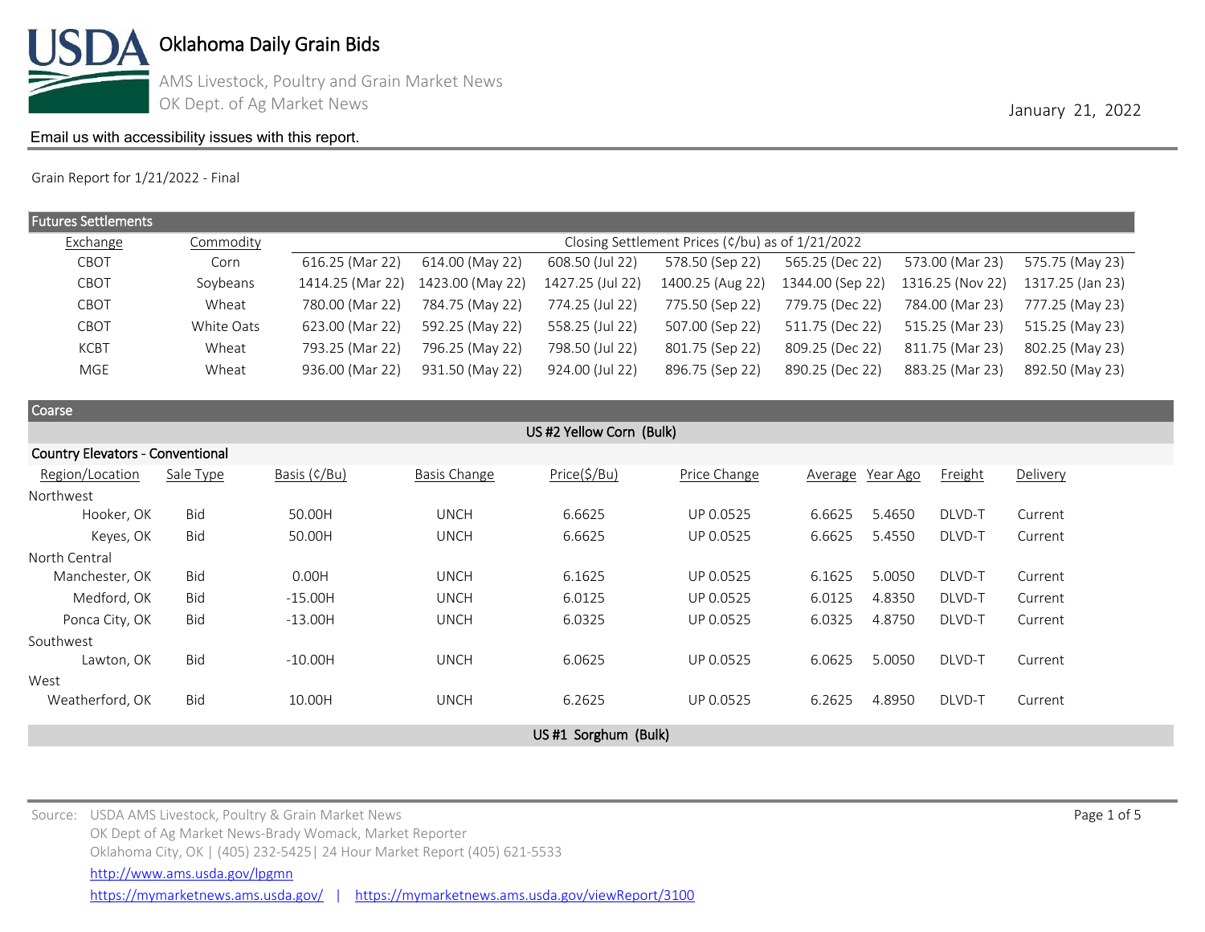# Oklahoma Daily Grain Bids

AMS Livestock, Poultry and Grain Market News
OK Dept. of Ag Market News

January 21, 2022

Email us with accessibility issues with this report.

Grain Report for 1/21/2022 - Final

## Futures Settlements

| Exchange | Commodity | Closing Settlement Prices (¢/bu) as of 1/21/2022 | | | | | | |
|---|---|---|---|---|---|---|---|---|
| CBOT | Corn | 616.25 (Mar 22) | 614.00 (May 22) | 608.50 (Jul 22) | 578.50 (Sep 22) | 565.25 (Dec 22) | 573.00 (Mar 23) | 575.75 (May 23) |
| CBOT | Soybeans | 1414.25 (Mar 22) | 1423.00 (May 22) | 1427.25 (Jul 22) | 1400.25 (Aug 22) | 1344.00 (Sep 22) | 1316.25 (Nov 22) | 1317.25 (Jan 23) |
| CBOT | Wheat | 780.00 (Mar 22) | 784.75 (May 22) | 774.25 (Jul 22) | 775.50 (Sep 22) | 779.75 (Dec 22) | 784.00 (Mar 23) | 777.25 (May 23) |
| CBOT | White Oats | 623.00 (Mar 22) | 592.25 (May 22) | 558.25 (Jul 22) | 507.00 (Sep 22) | 511.75 (Dec 22) | 515.25 (Mar 23) | 515.25 (May 23) |
| KCBT | Wheat | 793.25 (Mar 22) | 796.25 (May 22) | 798.50 (Jul 22) | 801.75 (Sep 22) | 809.25 (Dec 22) | 811.75 (Mar 23) | 802.25 (May 23) |
| MGE | Wheat | 936.00 (Mar 22) | 931.50 (May 22) | 924.00 (Jul 22) | 896.75 (Sep 22) | 890.25 (Dec 22) | 883.25 (Mar 23) | 892.50 (May 23) |

## Coarse

### US #2 Yellow Corn (Bulk)

#### Country Elevators - Conventional

| Region/Location | Sale Type | Basis (¢/Bu) | Basis Change | Price($/Bu) | Price Change | Average | Year Ago | Freight | Delivery |
|---|---|---|---|---|---|---|---|---|---|
| Northwest | | | | | | | | | |
| Hooker, OK | Bid | 50.00H | UNCH | 6.6625 | UP 0.0525 | 6.6625 | 5.4650 | DLVD-T | Current |
| Keyes, OK | Bid | 50.00H | UNCH | 6.6625 | UP 0.0525 | 6.6625 | 5.4550 | DLVD-T | Current |
| North Central | | | | | | | | | |
| Manchester, OK | Bid | 0.00H | UNCH | 6.1625 | UP 0.0525 | 6.1625 | 5.0050 | DLVD-T | Current |
| Medford, OK | Bid | -15.00H | UNCH | 6.0125 | UP 0.0525 | 6.0125 | 4.8350 | DLVD-T | Current |
| Ponca City, OK | Bid | -13.00H | UNCH | 6.0325 | UP 0.0525 | 6.0325 | 4.8750 | DLVD-T | Current |
| Southwest | | | | | | | | | |
| Lawton, OK | Bid | -10.00H | UNCH | 6.0625 | UP 0.0525 | 6.0625 | 5.0050 | DLVD-T | Current |
| West | | | | | | | | | |
| Weatherford, OK | Bid | 10.00H | UNCH | 6.2625 | UP 0.0525 | 6.2625 | 4.8950 | DLVD-T | Current |

### US #1 Sorghum (Bulk)

Source: USDA AMS Livestock, Poultry & Grain Market News
OK Dept of Ag Market News-Brady Womack, Market Reporter
Oklahoma City, OK | (405) 232-5425| 24 Hour Market Report (405) 621-5533
http://www.ams.usda.gov/lpgmn
https://mymarketnews.ams.usda.gov/ | https://mymarketnews.ams.usda.gov/viewReport/3100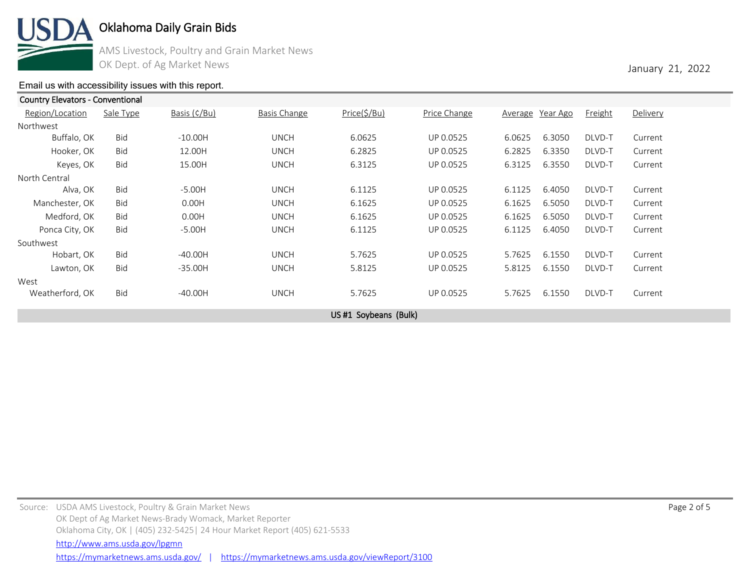# Oklahoma Daily Grain Bids

AMS Livestock, Poultry and Grain Market News
OK Dept. of Ag Market News

January 21, 2022

Email us with accessibility issues with this report.

**Country Elevators - Conventional**

| Region/Location | Sale Type | Basis (¢/Bu) | Basis Change | Price($/Bu) | Price Change | Average | Year Ago | Freight | Delivery |
|---|---|---|---|---|---|---|---|---|---|
| **Northwest** | | | | | | | | | |
| Buffalo, OK | Bid | -10.00H | UNCH | 6.0625 | UP 0.0525 | 6.0625 | 6.3050 | DLVD-T | Current |
| Hooker, OK | Bid | 12.00H | UNCH | 6.2825 | UP 0.0525 | 6.2825 | 6.3350 | DLVD-T | Current |
| Keyes, OK | Bid | 15.00H | UNCH | 6.3125 | UP 0.0525 | 6.3125 | 6.3550 | DLVD-T | Current |
| **North Central** | | | | | | | | | |
| Alva, OK | Bid | -5.00H | UNCH | 6.1125 | UP 0.0525 | 6.1125 | 6.4050 | DLVD-T | Current |
| Manchester, OK | Bid | 0.00H | UNCH | 6.1625 | UP 0.0525 | 6.1625 | 6.5050 | DLVD-T | Current |
| Medford, OK | Bid | 0.00H | UNCH | 6.1625 | UP 0.0525 | 6.1625 | 6.5050 | DLVD-T | Current |
| Ponca City, OK | Bid | -5.00H | UNCH | 6.1125 | UP 0.0525 | 6.1125 | 6.4050 | DLVD-T | Current |
| **Southwest** | | | | | | | | | |
| Hobart, OK | Bid | -40.00H | UNCH | 5.7625 | UP 0.0525 | 5.7625 | 6.1550 | DLVD-T | Current |
| Lawton, OK | Bid | -35.00H | UNCH | 5.8125 | UP 0.0525 | 5.8125 | 6.1550 | DLVD-T | Current |
| **West** | | | | | | | | | |
| Weatherford, OK | Bid | -40.00H | UNCH | 5.7625 | UP 0.0525 | 5.7625 | 6.1550 | DLVD-T | Current |

**US #1 Soybeans (Bulk)**

Source: USDA AMS Livestock, Poultry & Grain Market News
OK Dept of Ag Market News-Brady Womack, Market Reporter
Oklahoma City, OK | (405) 232-5425| 24 Hour Market Report (405) 621-5533
http://www.ams.usda.gov/lpgmn
https://mymarketnews.ams.usda.gov/ | https://mymarketnews.ams.usda.gov/viewReport/3100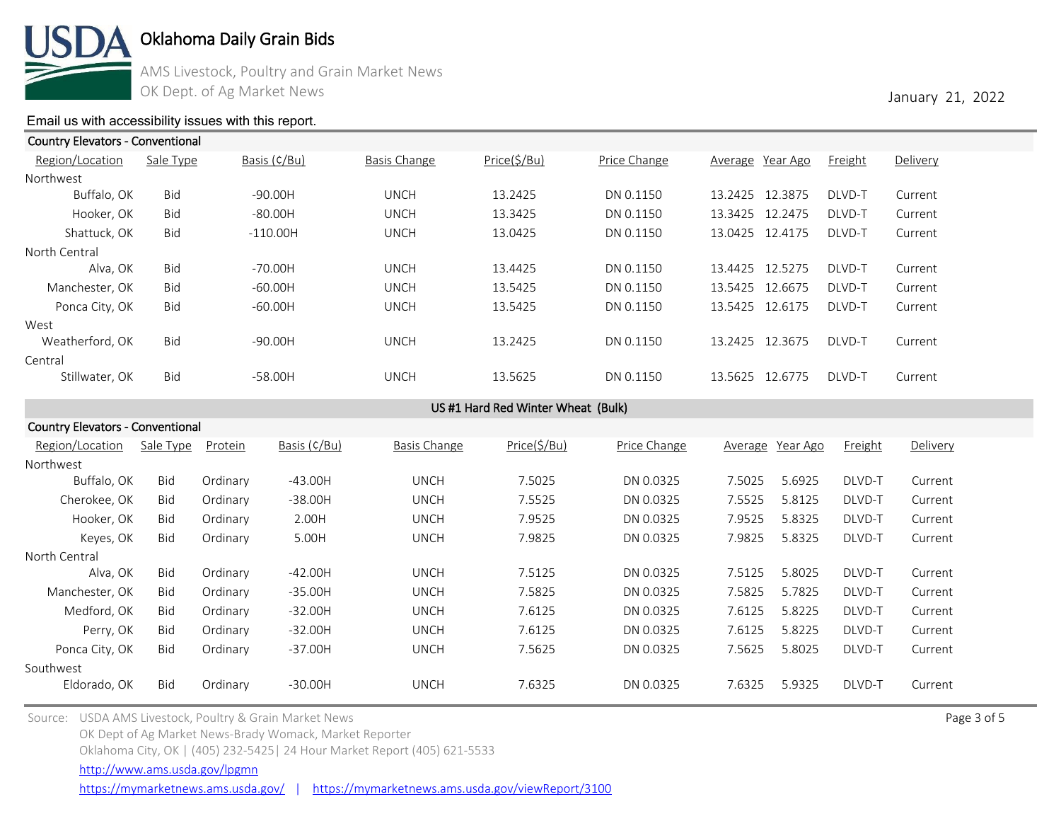# Oklahoma Daily Grain Bids

AMS Livestock, Poultry and Grain Market News

OK Dept. of Ag Market News

January 21, 2022

Email us with accessibility issues with this report.

**Country Elevators - Conventional**

| Region/Location | Sale Type | Basis (¢/Bu) | Basis Change | Price($/Bu) | Price Change | Average | Year Ago | Freight | Delivery |
|---|---|---|---|---|---|---|---|---|---|
| Northwest | | | | | | | | | |
| Buffalo, OK | Bid | -90.00H | UNCH | 13.2425 | DN 0.1150 | 13.2425 | 12.3875 | DLVD-T | Current |
| Hooker, OK | Bid | -80.00H | UNCH | 13.3425 | DN 0.1150 | 13.3425 | 12.2475 | DLVD-T | Current |
| Shattuck, OK | Bid | -110.00H | UNCH | 13.0425 | DN 0.1150 | 13.0425 | 12.4175 | DLVD-T | Current |
| North Central | | | | | | | | | |
| Alva, OK | Bid | -70.00H | UNCH | 13.4425 | DN 0.1150 | 13.4425 | 12.5275 | DLVD-T | Current |
| Manchester, OK | Bid | -60.00H | UNCH | 13.5425 | DN 0.1150 | 13.5425 | 12.6675 | DLVD-T | Current |
| Ponca City, OK | Bid | -60.00H | UNCH | 13.5425 | DN 0.1150 | 13.5425 | 12.6175 | DLVD-T | Current |
| West | | | | | | | | | |
| Weatherford, OK | Bid | -90.00H | UNCH | 13.2425 | DN 0.1150 | 13.2425 | 12.3675 | DLVD-T | Current |
| Central | | | | | | | | | |
| Stillwater, OK | Bid | -58.00H | UNCH | 13.5625 | DN 0.1150 | 13.5625 | 12.6775 | DLVD-T | Current |

## US #1 Hard Red Winter Wheat (Bulk)

**Country Elevators - Conventional**

| Region/Location | Sale Type | Protein | Basis (¢/Bu) | Basis Change | Price($/Bu) | Price Change | Average | Year Ago | Freight | Delivery |
|---|---|---|---|---|---|---|---|---|---|---|
| Northwest | | | | | | | | | | |
| Buffalo, OK | Bid | Ordinary | -43.00H | UNCH | 7.5025 | DN 0.0325 | 7.5025 | 5.6925 | DLVD-T | Current |
| Cherokee, OK | Bid | Ordinary | -38.00H | UNCH | 7.5525 | DN 0.0325 | 7.5525 | 5.8125 | DLVD-T | Current |
| Hooker, OK | Bid | Ordinary | 2.00H | UNCH | 7.9525 | DN 0.0325 | 7.9525 | 5.8325 | DLVD-T | Current |
| Keyes, OK | Bid | Ordinary | 5.00H | UNCH | 7.9825 | DN 0.0325 | 7.9825 | 5.8325 | DLVD-T | Current |
| North Central | | | | | | | | | | |
| Alva, OK | Bid | Ordinary | -42.00H | UNCH | 7.5125 | DN 0.0325 | 7.5125 | 5.8025 | DLVD-T | Current |
| Manchester, OK | Bid | Ordinary | -35.00H | UNCH | 7.5825 | DN 0.0325 | 7.5825 | 5.7825 | DLVD-T | Current |
| Medford, OK | Bid | Ordinary | -32.00H | UNCH | 7.6125 | DN 0.0325 | 7.6125 | 5.8225 | DLVD-T | Current |
| Perry, OK | Bid | Ordinary | -32.00H | UNCH | 7.6125 | DN 0.0325 | 7.6125 | 5.8225 | DLVD-T | Current |
| Ponca City, OK | Bid | Ordinary | -37.00H | UNCH | 7.5625 | DN 0.0325 | 7.5625 | 5.8025 | DLVD-T | Current |
| Southwest | | | | | | | | | | |
| Eldorado, OK | Bid | Ordinary | -30.00H | UNCH | 7.6325 | DN 0.0325 | 7.6325 | 5.9325 | DLVD-T | Current |

Source: USDA AMS Livestock, Poultry & Grain Market News
OK Dept of Ag Market News-Brady Womack, Market Reporter
Oklahoma City, OK | (405) 232-5425| 24 Hour Market Report (405) 621-5533
http://www.ams.usda.gov/lpgmn
https://mymarketnews.ams.usda.gov/ | https://mymarketnews.ams.usda.gov/viewReport/3100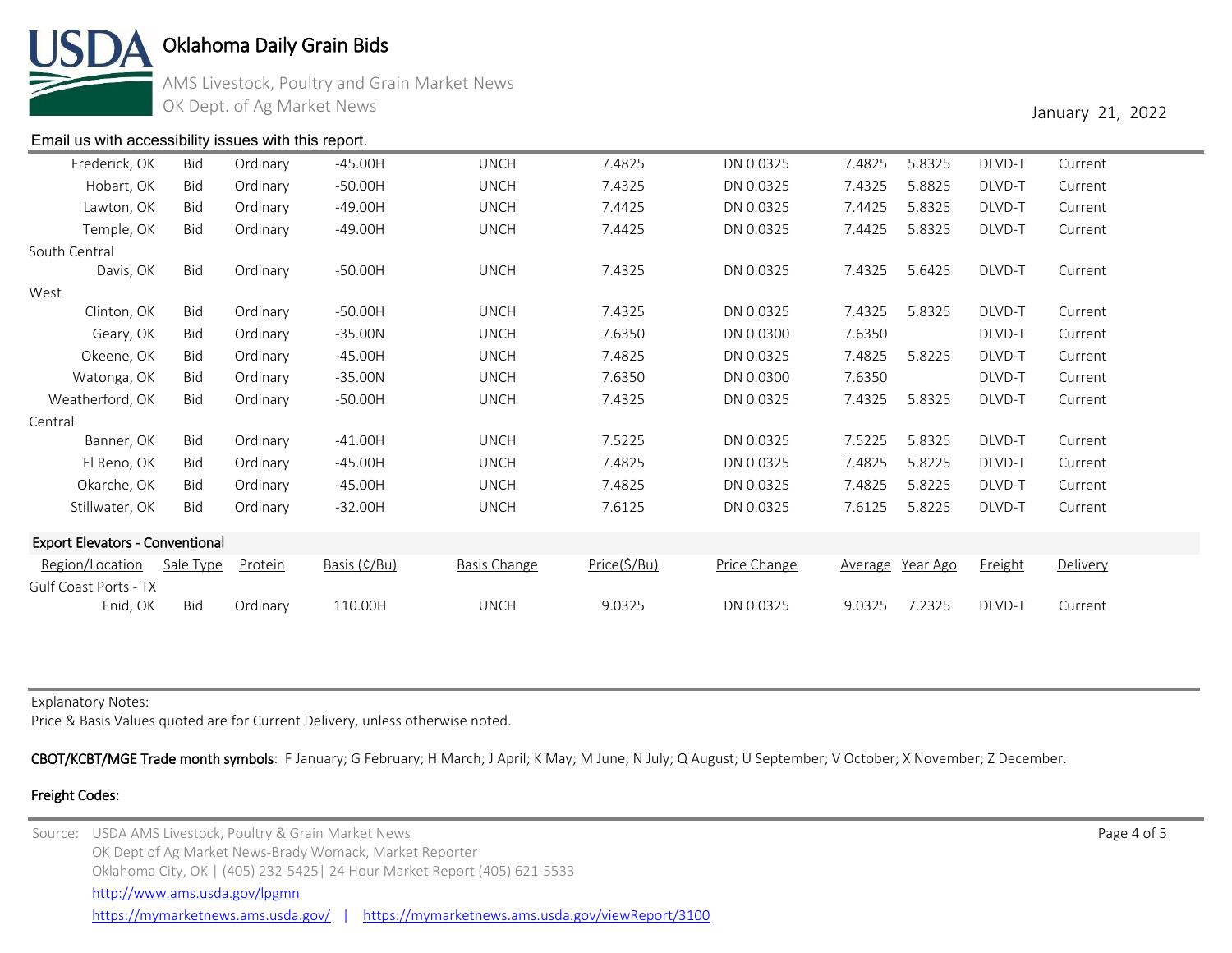Email us with accessibility issues with this report.

| Region/Location | Sale Type | Protein | Basis (¢/Bu) | Basis Change | Price($/Bu) | Price Change | Average | Year Ago | Freight | Delivery |
|---|---|---|---|---|---|---|---|---|---|---|
| Frederick, OK | Bid | Ordinary | -45.00H | UNCH | 7.4825 | DN 0.0325 | 7.4825 | 5.8325 | DLVD-T | Current |
| Hobart, OK | Bid | Ordinary | -50.00H | UNCH | 7.4325 | DN 0.0325 | 7.4325 | 5.8825 | DLVD-T | Current |
| Lawton, OK | Bid | Ordinary | -49.00H | UNCH | 7.4425 | DN 0.0325 | 7.4425 | 5.8325 | DLVD-T | Current |
| Temple, OK | Bid | Ordinary | -49.00H | UNCH | 7.4425 | DN 0.0325 | 7.4425 | 5.8325 | DLVD-T | Current |
| South Central | | | | | | | | | | |
| Davis, OK | Bid | Ordinary | -50.00H | UNCH | 7.4325 | DN 0.0325 | 7.4325 | 5.6425 | DLVD-T | Current |
| West | | | | | | | | | | |
| Clinton, OK | Bid | Ordinary | -50.00H | UNCH | 7.4325 | DN 0.0325 | 7.4325 | 5.8325 | DLVD-T | Current |
| Geary, OK | Bid | Ordinary | -35.00N | UNCH | 7.6350 | DN 0.0300 | 7.6350 | | DLVD-T | Current |
| Okeene, OK | Bid | Ordinary | -45.00H | UNCH | 7.4825 | DN 0.0325 | 7.4825 | 5.8225 | DLVD-T | Current |
| Watonga, OK | Bid | Ordinary | -35.00N | UNCH | 7.6350 | DN 0.0300 | 7.6350 | | DLVD-T | Current |
| Weatherford, OK | Bid | Ordinary | -50.00H | UNCH | 7.4325 | DN 0.0325 | 7.4325 | 5.8325 | DLVD-T | Current |
| Central | | | | | | | | | | |
| Banner, OK | Bid | Ordinary | -41.00H | UNCH | 7.5225 | DN 0.0325 | 7.5225 | 5.8325 | DLVD-T | Current |
| El Reno, OK | Bid | Ordinary | -45.00H | UNCH | 7.4825 | DN 0.0325 | 7.4825 | 5.8225 | DLVD-T | Current |
| Okarche, OK | Bid | Ordinary | -45.00H | UNCH | 7.4825 | DN 0.0325 | 7.4825 | 5.8225 | DLVD-T | Current |
| Stillwater, OK | Bid | Ordinary | -32.00H | UNCH | 7.6125 | DN 0.0325 | 7.6125 | 5.8225 | DLVD-T | Current |

**Export Elevators - Conventional**

| Region/Location | Sale Type | Protein | Basis (¢/Bu) | Basis Change | Price($/Bu) | Price Change | Average | Year Ago | Freight | Delivery |
|---|---|---|---|---|---|---|---|---|---|---|
| Gulf Coast Ports - TX | | | | | | | | | | |
| Enid, OK | Bid | Ordinary | 110.00H | UNCH | 9.0325 | DN 0.0325 | 9.0325 | 7.2325 | DLVD-T | Current |

Explanatory Notes:
Price & Basis Values quoted are for Current Delivery, unless otherwise noted.

**CBOT/KCBT/MGE Trade month symbols**: F January; G February; H March; J April; K May; M June; N July; Q August; U September; V October; X November; Z December.

**Freight Codes:**

Source: USDA AMS Livestock, Poultry & Grain Market News
OK Dept of Ag Market News-Brady Womack, Market Reporter
Oklahoma City, OK | (405) 232-5425| 24 Hour Market Report (405) 621-5533
http://www.ams.usda.gov/lpgmn
https://mymarketnews.ams.usda.gov/ | https://mymarketnews.ams.usda.gov/viewReport/3100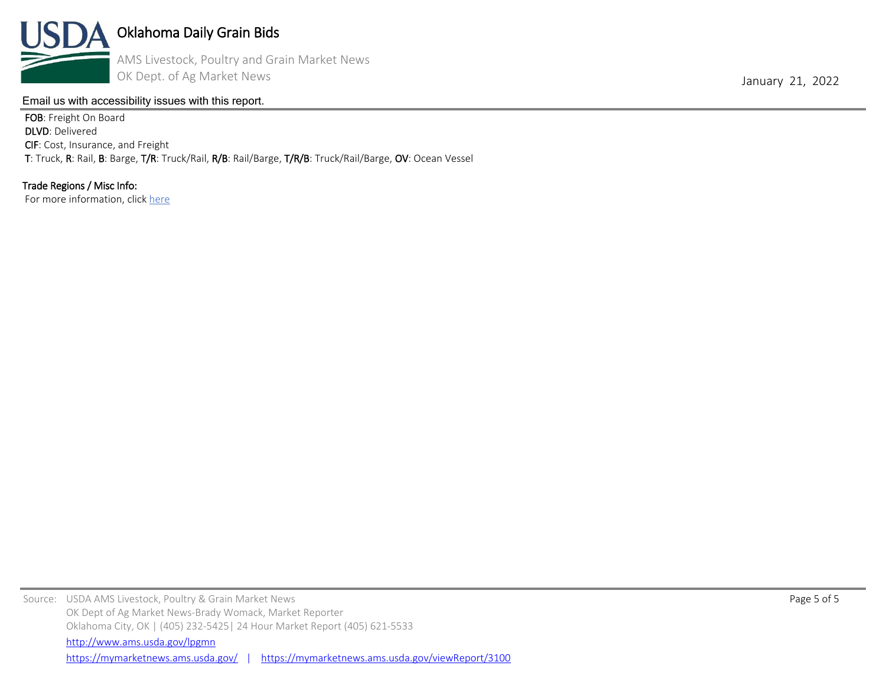Email us with accessibility issues with this report.

**FOB**: Freight On Board
**DLVD**: Delivered
**CIF**: Cost, Insurance, and Freight
**T**: Truck, **R**: Rail, **B**: Barge, **T/R**: Truck/Rail, **R/B**: Rail/Barge, **T/R/B**: Truck/Rail/Barge, **OV**: Ocean Vessel

**Trade Regions / Misc Info:**
For more information, click here

Source: USDA AMS Livestock, Poultry & Grain Market News
OK Dept of Ag Market News-Brady Womack, Market Reporter
Oklahoma City, OK | (405) 232-5425| 24 Hour Market Report (405) 621-5533
http://www.ams.usda.gov/lpgmn
https://mymarketnews.ams.usda.gov/ | https://mymarketnews.ams.usda.gov/viewReport/3100